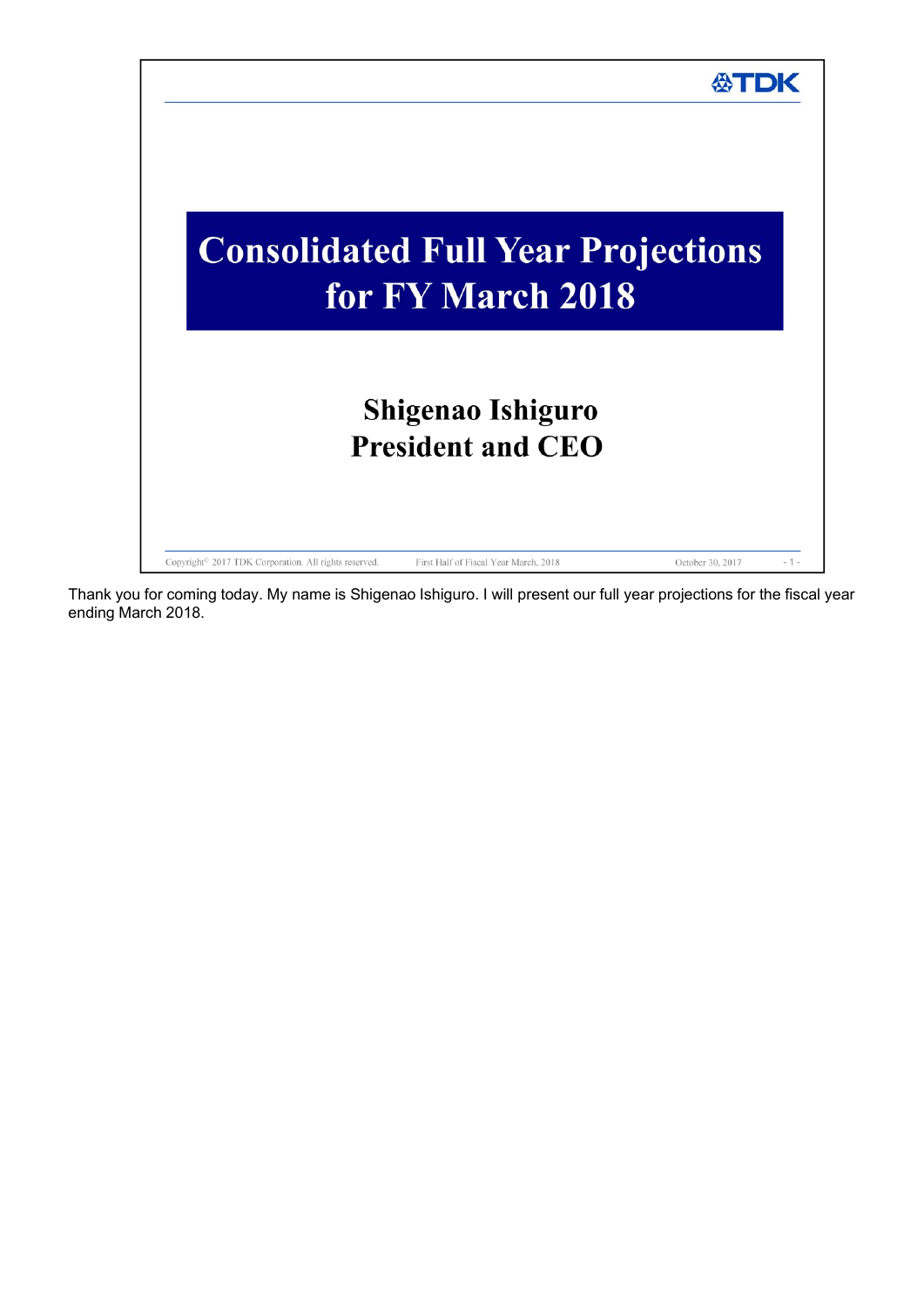# Consolidated Full Year Projections for FY March 2018

**Shigenao Ishiguro**
**President and CEO**

Thank you for coming today. My name is Shigenao Ishiguro. I will present our full year projections for the fiscal year ending March 2018.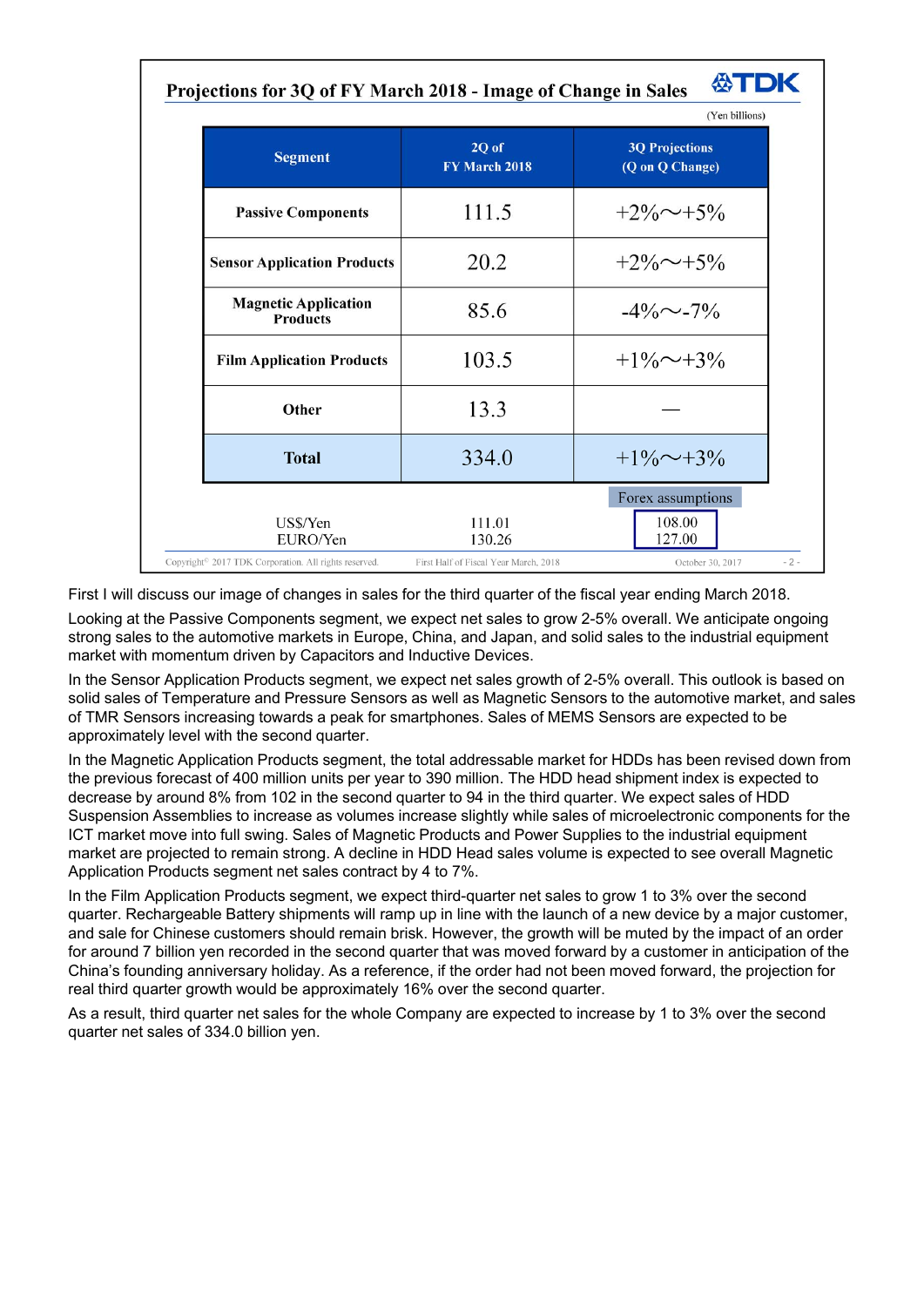## Projections for 3Q of FY March 2018 - Image of Change in Sales

(Yen billions)

| Segment | 2Q of FY March 2018 | 3Q Projections (Q on Q Change) |
|---|---|---|
| Passive Components | 111.5 | +2%～+5% |
| Sensor Application Products | 20.2 | +2%～+5% |
| Magnetic Application Products | 85.6 | -4%～-7% |
| Film Application Products | 103.5 | +1%～+3% |
| Other | 13.3 | — |
| **Total** | 334.0 | +1%～+3% |

| | | Forex assumptions |
|---|---|---|
| US$/Yen | 111.01 | 108.00 |
| EURO/Yen | 130.26 | 127.00 |

First I will discuss our image of changes in sales for the third quarter of the fiscal year ending March 2018.

Looking at the Passive Components segment, we expect net sales to grow 2-5% overall. We anticipate ongoing strong sales to the automotive markets in Europe, China, and Japan, and solid sales to the industrial equipment market with momentum driven by Capacitors and Inductive Devices.

In the Sensor Application Products segment, we expect net sales growth of 2-5% overall. This outlook is based on solid sales of Temperature and Pressure Sensors as well as Magnetic Sensors to the automotive market, and sales of TMR Sensors increasing towards a peak for smartphones. Sales of MEMS Sensors are expected to be approximately level with the second quarter.

In the Magnetic Application Products segment, the total addressable market for HDDs has been revised down from the previous forecast of 400 million units per year to 390 million. The HDD head shipment index is expected to decrease by around 8% from 102 in the second quarter to 94 in the third quarter. We expect sales of HDD Suspension Assemblies to increase as volumes increase slightly while sales of microelectronic components for the ICT market move into full swing. Sales of Magnetic Products and Power Supplies to the industrial equipment market are projected to remain strong. A decline in HDD Head sales volume is expected to see overall Magnetic Application Products segment net sales contract by 4 to 7%.

In the Film Application Products segment, we expect third-quarter net sales to grow 1 to 3% over the second quarter. Rechargeable Battery shipments will ramp up in line with the launch of a new device by a major customer, and sale for Chinese customers should remain brisk. However, the growth will be muted by the impact of an order for around 7 billion yen recorded in the second quarter that was moved forward by a customer in anticipation of the China's founding anniversary holiday. As a reference, if the order had not been moved forward, the projection for real third quarter growth would be approximately 16% over the second quarter.

As a result, third quarter net sales for the whole Company are expected to increase by 1 to 3% over the second quarter net sales of 334.0 billion yen.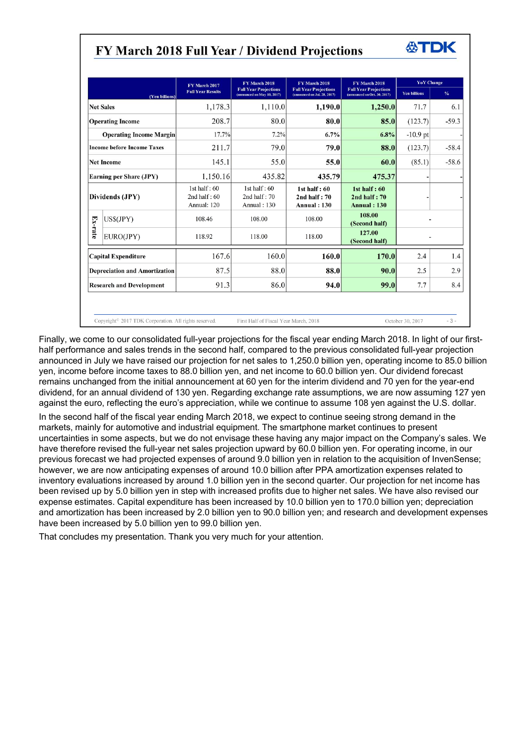# FY March 2018 Full Year / Dividend Projections

| (Yen billions) | | FY March 2017 Full Year Results | FY March 2018 Full Year Projections (announced on May 10, 2017) | FY March 2018 Full Year Projections (announced on Jul. 28, 2017) | FY March 2018 Full Year Projections (announced on Oct. 30, 2017) | YoY Change | |
|---|---|---|---|---|---|---|---|
| | | | | | | Yen billions | % |
| Net Sales | | 1,178.3 | 1,110.0 | **1,190.0** | **1,250.0** | 71.7 | 6.1 |
| Operating Income | | 208.7 | 80.0 | **80.0** | **85.0** | (123.7) | -59.3 |
| Operating Income Margin | | 17.7% | 7.2% | **6.7%** | **6.8%** | -10.9 pt | - |
| Income before Income Taxes | | 211.7 | 79.0 | **79.0** | **88.0** | (123.7) | -58.4 |
| Net Income | | 145.1 | 55.0 | **55.0** | **60.0** | (85.1) | -58.6 |
| Earning per Share (JPY) | | 1,150.16 | 435.82 | **435.79** | **475.37** | - | - |
| Dividends (JPY) | | 1st half : 60<br>2nd half : 60<br>Annual: 120 | 1st half : 60<br>2nd half : 70<br>Annual : 130 | **1st half : 60<br>2nd half : 70<br>Annual : 130** | **1st half : 60<br>2nd half : 70<br>Annual : 130** | - | - |
| Ex-rate | US$(JPY) | 108.46 | 108.00 | 108.00 | **108.00 (Second half)** | - | |
| | EURO(JPY) | 118.92 | 118.00 | 118.00 | **127.00 (Second half)** | - | |
| Capital Expenditure | | 167.6 | 160.0 | **160.0** | **170.0** | 2.4 | 1.4 |
| Depreciation and Amortization | | 87.5 | 88.0 | **88.0** | **90.0** | 2.5 | 2.9 |
| Research and Development | | 91.3 | 86.0 | **94.0** | **99.0** | 7.7 | 8.4 |

Finally, we come to our consolidated full-year projections for the fiscal year ending March 2018. In light of our first-half performance and sales trends in the second half, compared to the previous consolidated full-year projection announced in July we have raised our projection for net sales to 1,250.0 billion yen, operating income to 85.0 billion yen, income before income taxes to 88.0 billion yen, and net income to 60.0 billion yen. Our dividend forecast remains unchanged from the initial announcement at 60 yen for the interim dividend and 70 yen for the year-end dividend, for an annual dividend of 130 yen. Regarding exchange rate assumptions, we are now assuming 127 yen against the euro, reflecting the euro's appreciation, while we continue to assume 108 yen against the U.S. dollar.

In the second half of the fiscal year ending March 2018, we expect to continue seeing strong demand in the markets, mainly for automotive and industrial equipment. The smartphone market continues to present uncertainties in some aspects, but we do not envisage these having any major impact on the Company's sales. We have therefore revised the full-year net sales projection upward by 60.0 billion yen. For operating income, in our previous forecast we had projected expenses of around 9.0 billion yen in relation to the acquisition of InvenSense; however, we are now anticipating expenses of around 10.0 billion after PPA amortization expenses related to inventory evaluations increased by around 1.0 billion yen in the second quarter. Our projection for net income has been revised up by 5.0 billion yen in step with increased profits due to higher net sales. We have also revised our expense estimates. Capital expenditure has been increased by 10.0 billion yen to 170.0 billion yen; depreciation and amortization has been increased by 2.0 billion yen to 90.0 billion yen; and research and development expenses have been increased by 5.0 billion yen to 99.0 billion yen.

That concludes my presentation. Thank you very much for your attention.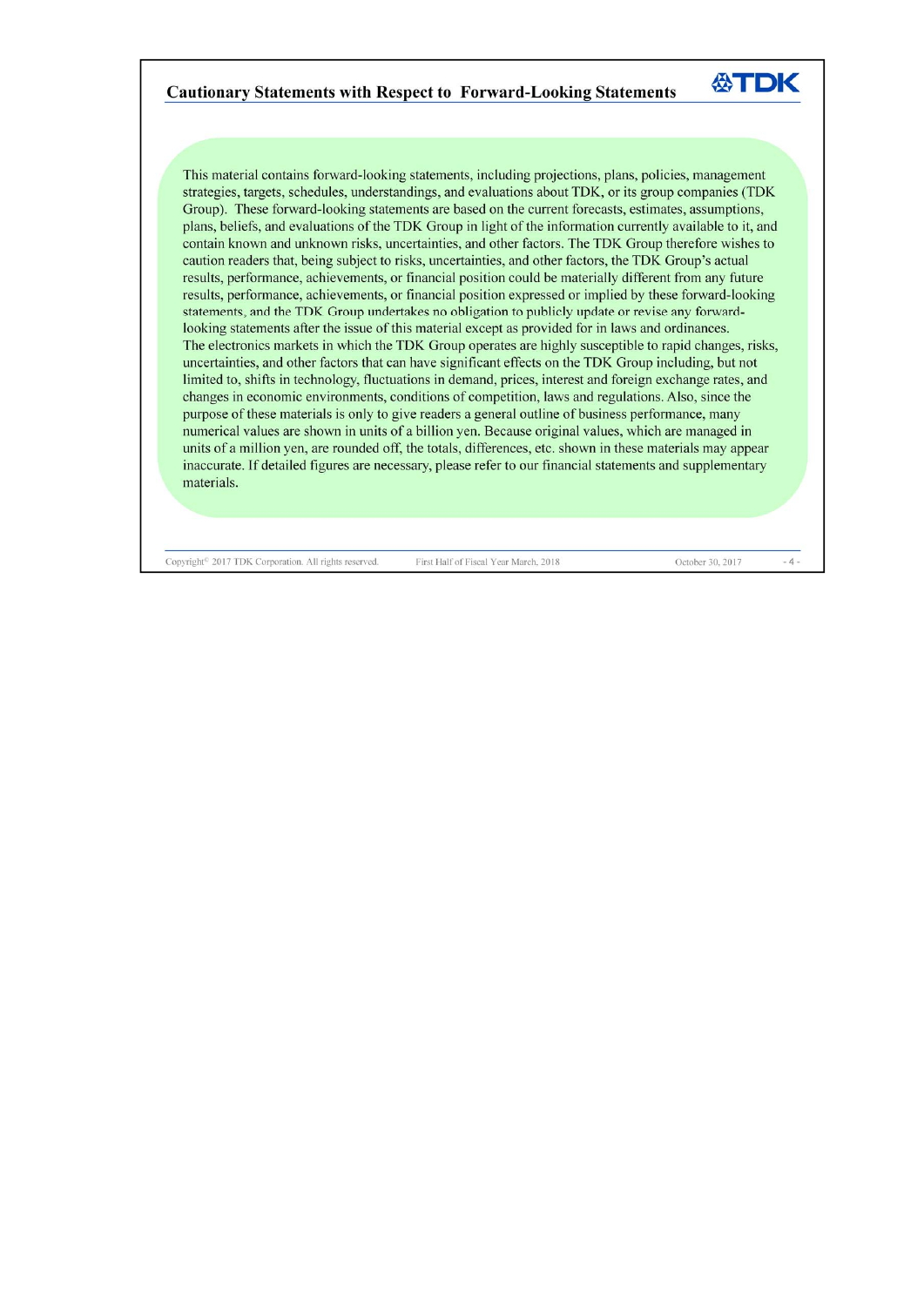## Cautionary Statements with Respect to Forward-Looking Statements

This material contains forward-looking statements, including projections, plans, policies, management strategies, targets, schedules, understandings, and evaluations about TDK, or its group companies (TDK Group). These forward-looking statements are based on the current forecasts, estimates, assumptions, plans, beliefs, and evaluations of the TDK Group in light of the information currently available to it, and contain known and unknown risks, uncertainties, and other factors. The TDK Group therefore wishes to caution readers that, being subject to risks, uncertainties, and other factors, the TDK Group's actual results, performance, achievements, or financial position could be materially different from any future results, performance, achievements, or financial position expressed or implied by these forward-looking statements, and the TDK Group undertakes no obligation to publicly update or revise any forward-looking statements after the issue of this material except as provided for in laws and ordinances.
The electronics markets in which the TDK Group operates are highly susceptible to rapid changes, risks, uncertainties, and other factors that can have significant effects on the TDK Group including, but not limited to, shifts in technology, fluctuations in demand, prices, interest and foreign exchange rates, and changes in economic environments, conditions of competition, laws and regulations. Also, since the purpose of these materials is only to give readers a general outline of business performance, many numerical values are shown in units of a billion yen. Because original values, which are managed in units of a million yen, are rounded off, the totals, differences, etc. shown in these materials may appear inaccurate. If detailed figures are necessary, please refer to our financial statements and supplementary materials.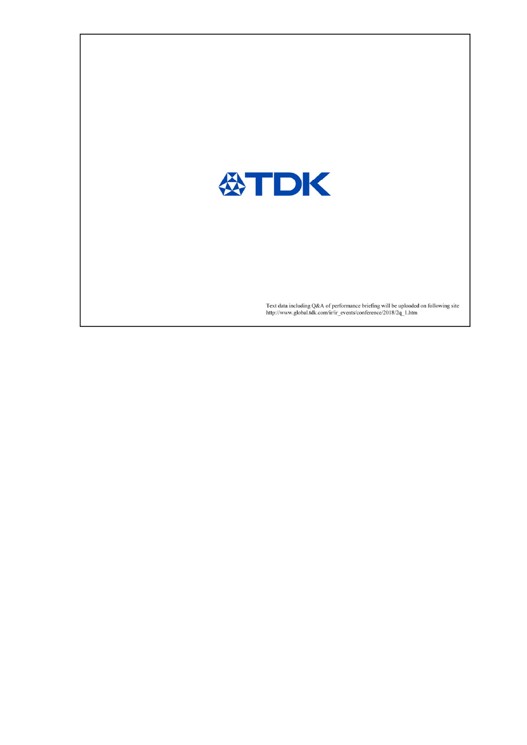TDK

Text data including Q&A of performance briefing will be uploaded on following site
http://www.global.tdk.com/ir/ir_events/conference/2018/2q_1.htm